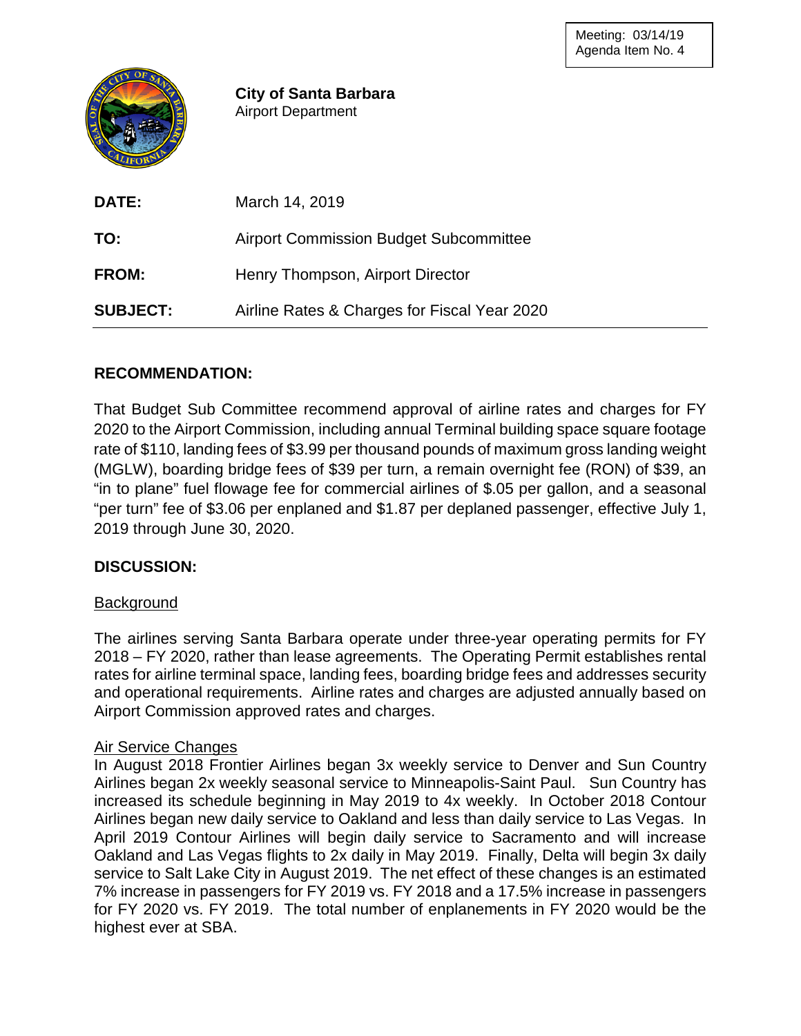Meeting: 03/14/19
Agenda Item No. 4

**City of Santa Barbara**
Airport Department

| | |
|---|---|
| **DATE:** | March 14, 2019 |
| **TO:** | Airport Commission Budget Subcommittee |
| **FROM:** | Henry Thompson, Airport Director |
| **SUBJECT:** | Airline Rates & Charges for Fiscal Year 2020 |

## RECOMMENDATION:

That Budget Sub Committee recommend approval of airline rates and charges for FY 2020 to the Airport Commission, including annual Terminal building space square footage rate of $110, landing fees of $3.99 per thousand pounds of maximum gross landing weight (MGLW), boarding bridge fees of $39 per turn, a remain overnight fee (RON) of $39, an "in to plane" fuel flowage fee for commercial airlines of $.05 per gallon, and a seasonal "per turn" fee of $3.06 per enplaned and $1.87 per deplaned passenger, effective July 1, 2019 through June 30, 2020.

## DISCUSSION:

### Background

The airlines serving Santa Barbara operate under three-year operating permits for FY 2018 – FY 2020, rather than lease agreements. The Operating Permit establishes rental rates for airline terminal space, landing fees, boarding bridge fees and addresses security and operational requirements. Airline rates and charges are adjusted annually based on Airport Commission approved rates and charges.

### Air Service Changes

In August 2018 Frontier Airlines began 3x weekly service to Denver and Sun Country Airlines began 2x weekly seasonal service to Minneapolis-Saint Paul. Sun Country has increased its schedule beginning in May 2019 to 4x weekly. In October 2018 Contour Airlines began new daily service to Oakland and less than daily service to Las Vegas. In April 2019 Contour Airlines will begin daily service to Sacramento and will increase Oakland and Las Vegas flights to 2x daily in May 2019. Finally, Delta will begin 3x daily service to Salt Lake City in August 2019. The net effect of these changes is an estimated 7% increase in passengers for FY 2019 vs. FY 2018 and a 17.5% increase in passengers for FY 2020 vs. FY 2019. The total number of enplanements in FY 2020 would be the highest ever at SBA.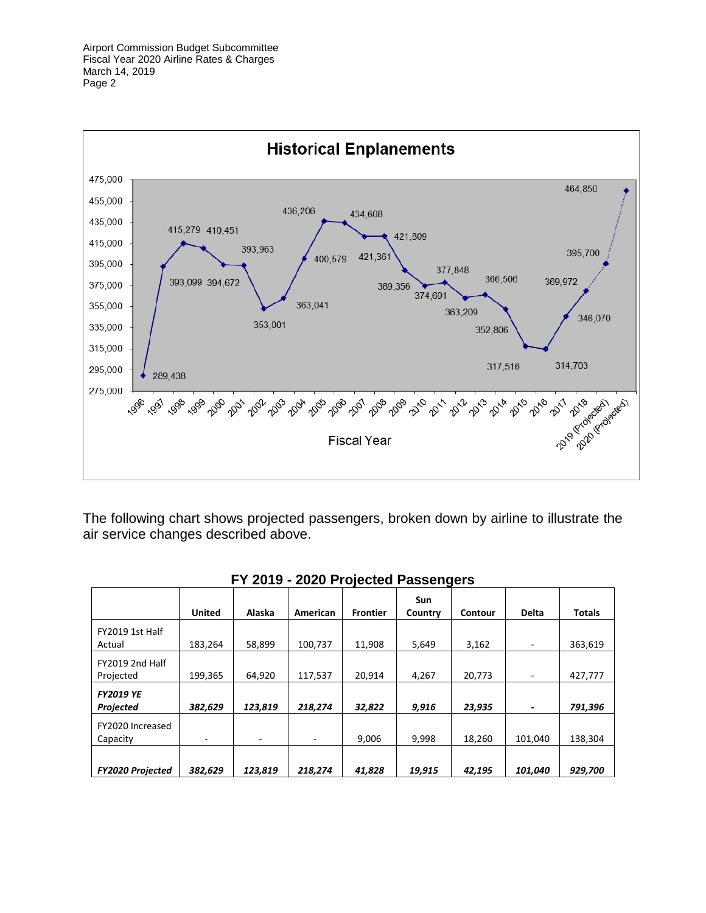**Historical Enplanements**

| Fiscal Year | Enplanements |
|---|---|
| 1996 | 289,438 |
| 1997 | 393,099 |
| 1998 | 415,279 |
| 1999 | 410,451 |
| 2000 | 394,672 |
| 2001 | 393,963 |
| 2002 | 353,001 |
| 2003 | 363,041 |
| 2004 | 400,579 |
| 2005 | 436,206 |
| 2006 | 434,608 |
| 2007 | 421,361 |
| 2008 | 421,809 |
| 2009 | 389,356 |
| 2010 | 374,691 |
| 2011 | 377,848 |
| 2012 | 363,209 |
| 2013 | 366,506 |
| 2014 | 352,806 |
| 2015 | 317,516 |
| 2016 | 314,703 |
| 2017 | 346,070 |
| 2018 | 369,972 |
| 2019 (Projected) | 395,700 |
| 2020 (Projected) | 464,850 |

The following chart shows projected passengers, broken down by airline to illustrate the air service changes described above.

**FY 2019 - 2020 Projected Passengers**

| | United | Alaska | American | Frontier | Sun Country | Contour | Delta | Totals |
|---|---|---|---|---|---|---|---|---|
| FY2019 1st Half Actual | 183,264 | 58,899 | 100,737 | 11,908 | 5,649 | 3,162 | - | 363,619 |
| FY2019 2nd Half Projected | 199,365 | 64,920 | 117,537 | 20,914 | 4,267 | 20,773 | - | 427,777 |
| ***FY2019 YE Projected*** | ***382,629*** | ***123,819*** | ***218,274*** | ***32,822*** | ***9,916*** | ***23,935*** | ***-*** | ***791,396*** |
| FY2020 Increased Capacity | - | - | - | 9,006 | 9,998 | 18,260 | 101,040 | 138,304 |
| ***FY2020 Projected*** | ***382,629*** | ***123,819*** | ***218,274*** | ***41,828*** | ***19,915*** | ***42,195*** | ***101,040*** | ***929,700*** |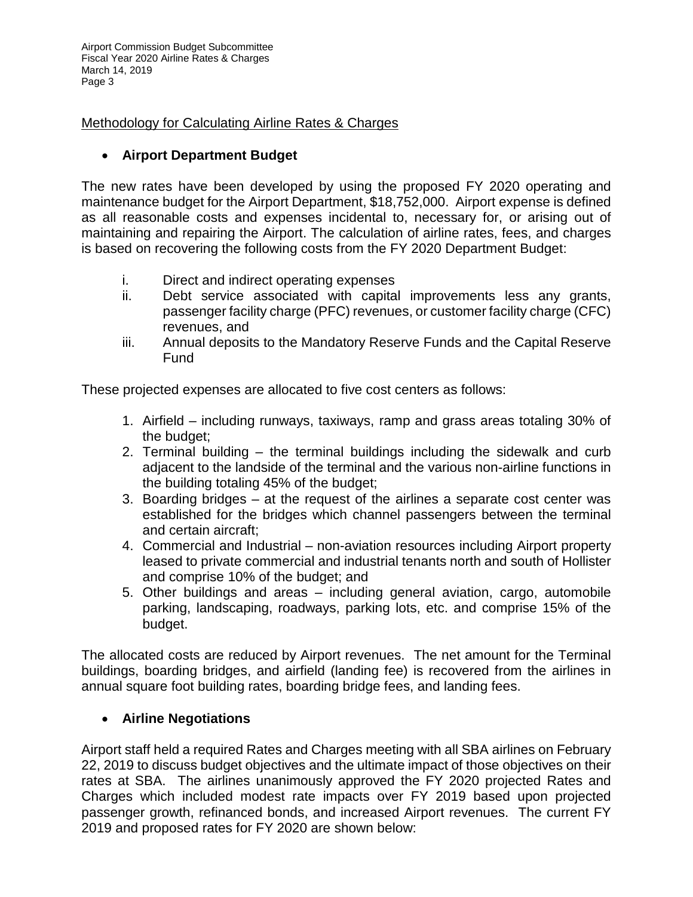Methodology for Calculating Airline Rates & Charges

- **Airport Department Budget**

The new rates have been developed by using the proposed FY 2020 operating and maintenance budget for the Airport Department, $18,752,000. Airport expense is defined as all reasonable costs and expenses incidental to, necessary for, or arising out of maintaining and repairing the Airport. The calculation of airline rates, fees, and charges is based on recovering the following costs from the FY 2020 Department Budget:

i. Direct and indirect operating expenses
ii. Debt service associated with capital improvements less any grants, passenger facility charge (PFC) revenues, or customer facility charge (CFC) revenues, and
iii. Annual deposits to the Mandatory Reserve Funds and the Capital Reserve Fund

These projected expenses are allocated to five cost centers as follows:

1. Airfield – including runways, taxiways, ramp and grass areas totaling 30% of the budget;
2. Terminal building – the terminal buildings including the sidewalk and curb adjacent to the landside of the terminal and the various non-airline functions in the building totaling 45% of the budget;
3. Boarding bridges – at the request of the airlines a separate cost center was established for the bridges which channel passengers between the terminal and certain aircraft;
4. Commercial and Industrial – non-aviation resources including Airport property leased to private commercial and industrial tenants north and south of Hollister and comprise 10% of the budget; and
5. Other buildings and areas – including general aviation, cargo, automobile parking, landscaping, roadways, parking lots, etc. and comprise 15% of the budget.

The allocated costs are reduced by Airport revenues. The net amount for the Terminal buildings, boarding bridges, and airfield (landing fee) is recovered from the airlines in annual square foot building rates, boarding bridge fees, and landing fees.

- **Airline Negotiations**

Airport staff held a required Rates and Charges meeting with all SBA airlines on February 22, 2019 to discuss budget objectives and the ultimate impact of those objectives on their rates at SBA. The airlines unanimously approved the FY 2020 projected Rates and Charges which included modest rate impacts over FY 2019 based upon projected passenger growth, refinanced bonds, and increased Airport revenues. The current FY 2019 and proposed rates for FY 2020 are shown below: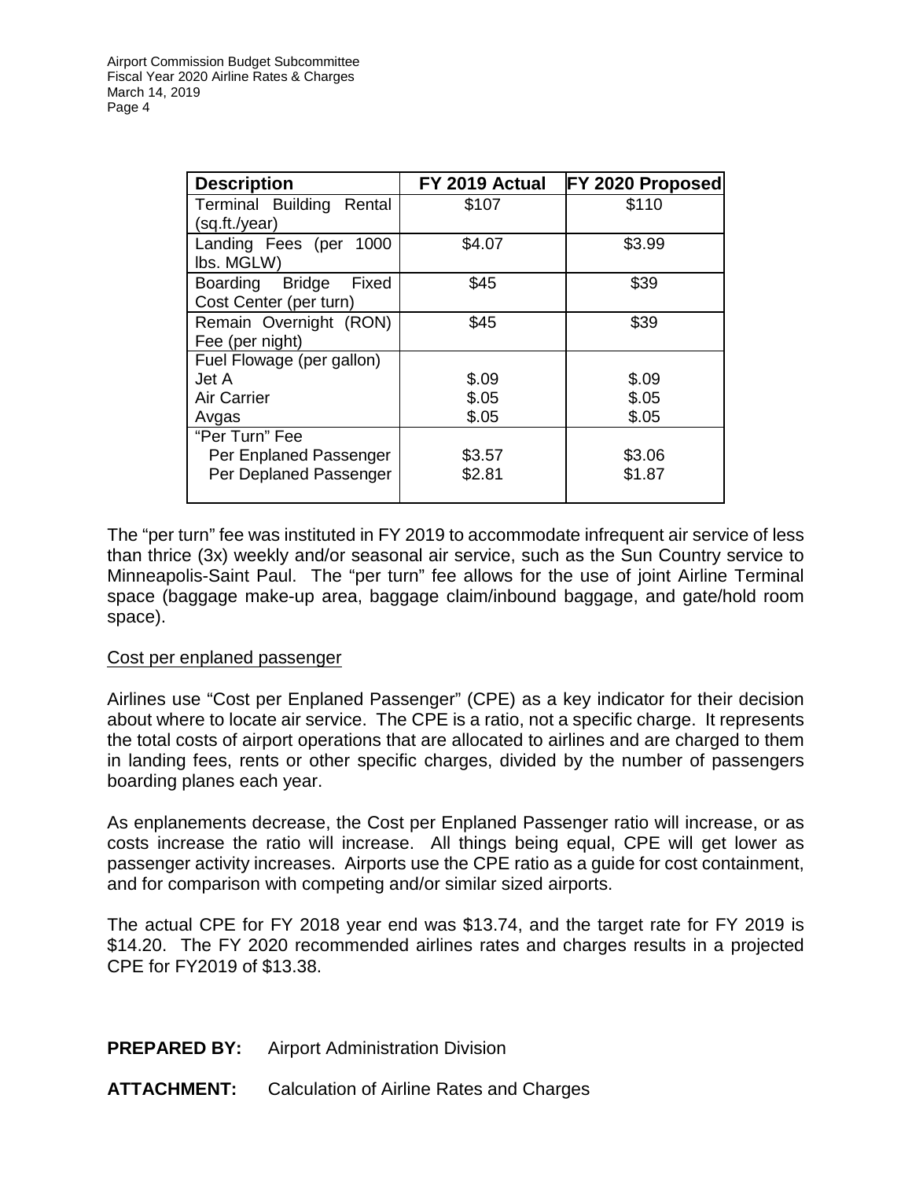| Description | FY 2019 Actual | FY 2020 Proposed |
|---|---|---|
| Terminal Building Rental (sq.ft./year) | $107 | $110 |
| Landing Fees (per 1000 lbs. MGLW) | $4.07 | $3.99 |
| Boarding Bridge Fixed Cost Center (per turn) | $45 | $39 |
| Remain Overnight (RON) Fee (per night) | $45 | $39 |
| Fuel Flowage (per gallon) | | |
| Jet A | $.09 | $.09 |
| Air Carrier | $.05 | $.05 |
| Avgas | $.05 | $.05 |
| "Per Turn" Fee | | |
| Per Enplaned Passenger | $3.57 | $3.06 |
| Per Deplaned Passenger | $2.81 | $1.87 |

The "per turn" fee was instituted in FY 2019 to accommodate infrequent air service of less than thrice (3x) weekly and/or seasonal air service, such as the Sun Country service to Minneapolis-Saint Paul. The "per turn" fee allows for the use of joint Airline Terminal space (baggage make-up area, baggage claim/inbound baggage, and gate/hold room space).

Cost per enplaned passenger

Airlines use "Cost per Enplaned Passenger" (CPE) as a key indicator for their decision about where to locate air service. The CPE is a ratio, not a specific charge. It represents the total costs of airport operations that are allocated to airlines and are charged to them in landing fees, rents or other specific charges, divided by the number of passengers boarding planes each year.

As enplanements decrease, the Cost per Enplaned Passenger ratio will increase, or as costs increase the ratio will increase. All things being equal, CPE will get lower as passenger activity increases. Airports use the CPE ratio as a guide for cost containment, and for comparison with competing and/or similar sized airports.

The actual CPE for FY 2018 year end was $13.74, and the target rate for FY 2019 is $14.20. The FY 2020 recommended airlines rates and charges results in a projected CPE for FY2019 of $13.38.

**PREPARED BY:** Airport Administration Division

**ATTACHMENT:** Calculation of Airline Rates and Charges